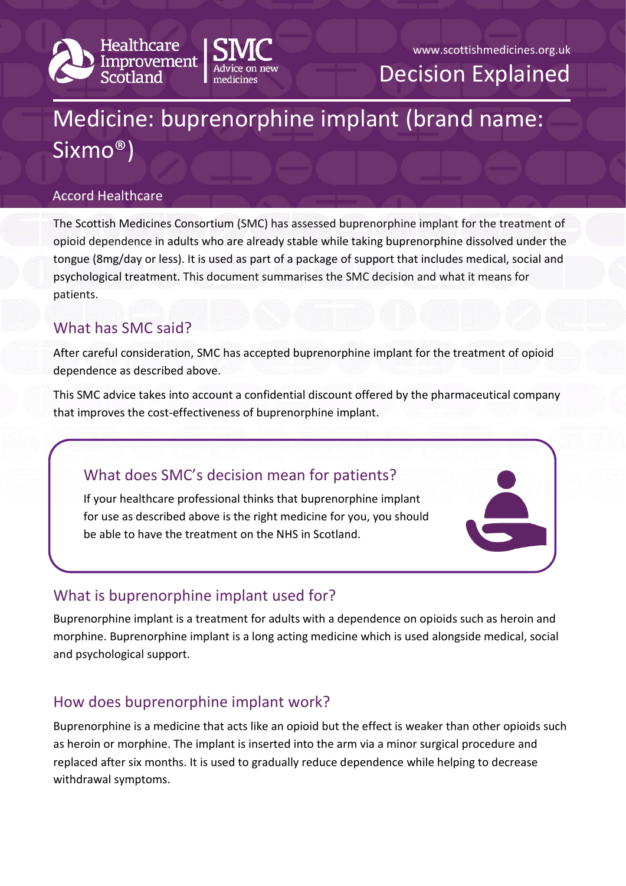Healthcare Improvement Scotland | SMC Advice on new medicines

www.scottishmedicines.org.uk

Decision Explained

# Medicine: buprenorphine implant (brand name: Sixmo®)

Accord Healthcare

The Scottish Medicines Consortium (SMC) has assessed buprenorphine implant for the treatment of opioid dependence in adults who are already stable while taking buprenorphine dissolved under the tongue (8mg/day or less). It is used as part of a package of support that includes medical, social and psychological treatment. This document summarises the SMC decision and what it means for patients.

## What has SMC said?

After careful consideration, SMC has accepted buprenorphine implant for the treatment of opioid dependence as described above.

This SMC advice takes into account a confidential discount offered by the pharmaceutical company that improves the cost-effectiveness of buprenorphine implant.

## What does SMC's decision mean for patients?

If your healthcare professional thinks that buprenorphine implant for use as described above is the right medicine for you, you should be able to have the treatment on the NHS in Scotland.

## What is buprenorphine implant used for?

Buprenorphine implant is a treatment for adults with a dependence on opioids such as heroin and morphine. Buprenorphine implant is a long acting medicine which is used alongside medical, social and psychological support.

## How does buprenorphine implant work?

Buprenorphine is a medicine that acts like an opioid but the effect is weaker than other opioids such as heroin or morphine. The implant is inserted into the arm via a minor surgical procedure and replaced after six months. It is used to gradually reduce dependence while helping to decrease withdrawal symptoms.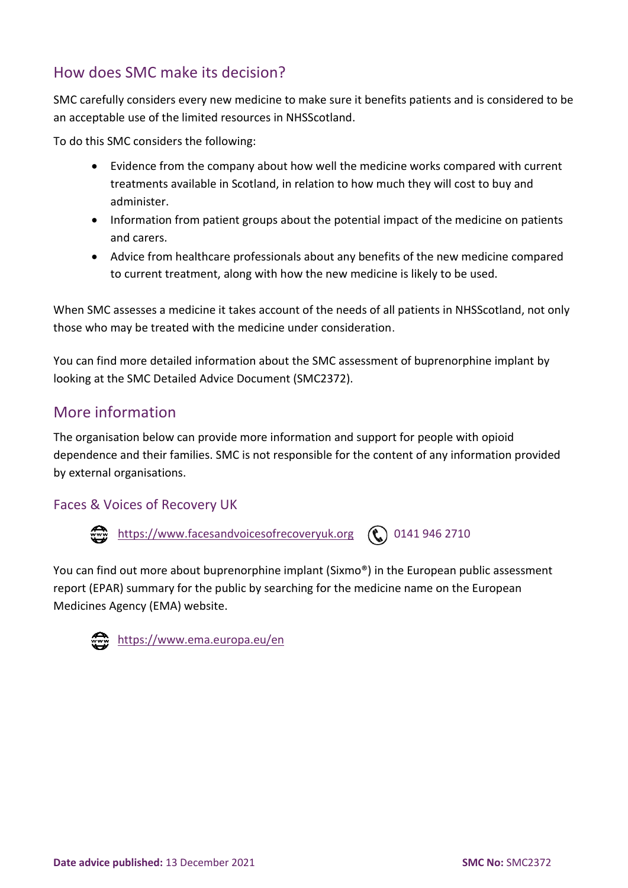## How does SMC make its decision?

SMC carefully considers every new medicine to make sure it benefits patients and is considered to be an acceptable use of the limited resources in NHSScotland.

To do this SMC considers the following:

- Evidence from the company about how well the medicine works compared with current treatments available in Scotland, in relation to how much they will cost to buy and administer.
- Information from patient groups about the potential impact of the medicine on patients and carers.
- Advice from healthcare professionals about any benefits of the new medicine compared to current treatment, along with how the new medicine is likely to be used.

When SMC assesses a medicine it takes account of the needs of all patients in NHSScotland, not only those who may be treated with the medicine under consideration.

You can find more detailed information about the SMC assessment of buprenorphine implant by looking at the SMC Detailed Advice Document (SMC2372).

## More information

The organisation below can provide more information and support for people with opioid dependence and their families. SMC is not responsible for the content of any information provided by external organisations.

### Faces & Voices of Recovery UK

https://www.facesandvoicesofrecoveryuk.org 0141 946 2710

You can find out more about buprenorphine implant (Sixmo®) in the European public assessment report (EPAR) summary for the public by searching for the medicine name on the European Medicines Agency (EMA) website.

https://www.ema.europa.eu/en

**Date advice published:** 13 December 2021 **SMC No:** SMC2372